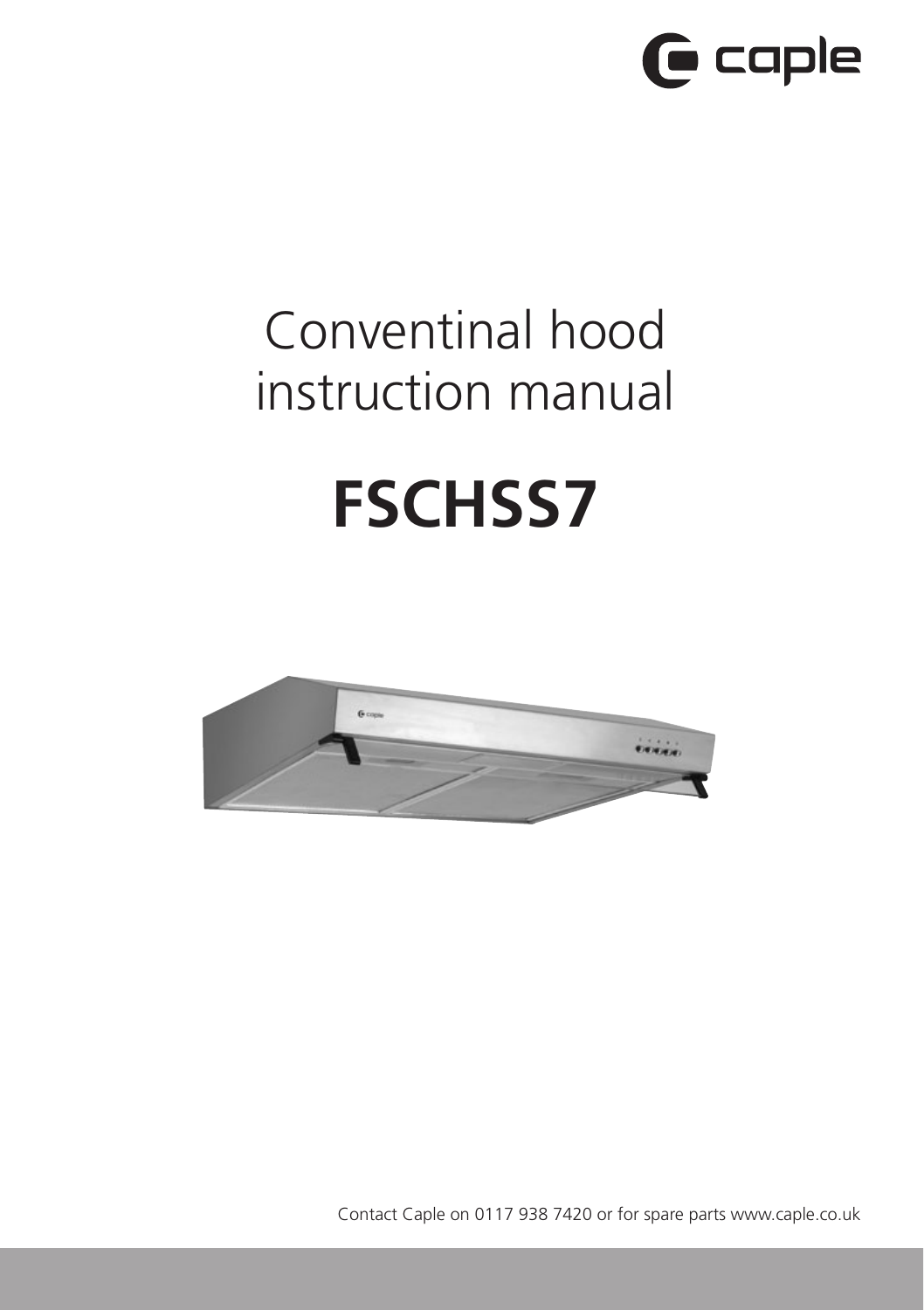caple

# Conventinal hood instruction manual

# FSCHSS7

Contact Caple on 0117 938 7420 or for spare parts www.caple.co.uk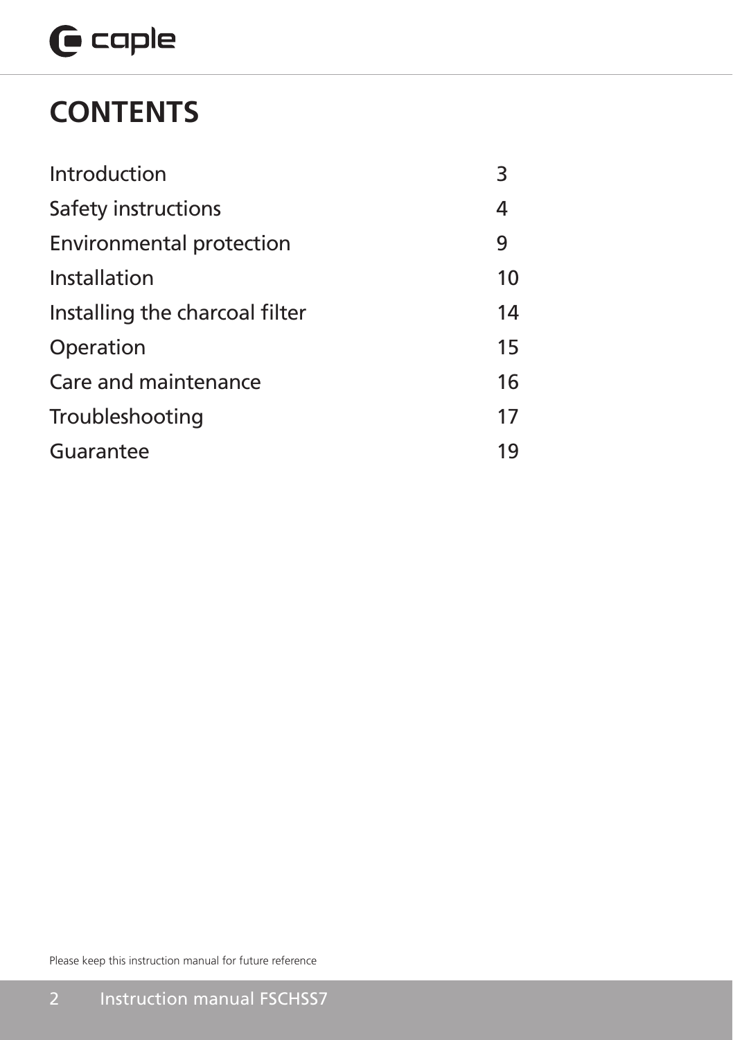# CONTENTS

| | |
|---|---|
| Introduction | 3 |
| Safety instructions | 4 |
| Environmental protection | 9 |
| Installation | 10 |
| Installing the charcoal filter | 14 |
| Operation | 15 |
| Care and maintenance | 16 |
| Troubleshooting | 17 |
| Guarantee | 19 |

Please keep this instruction manual for future reference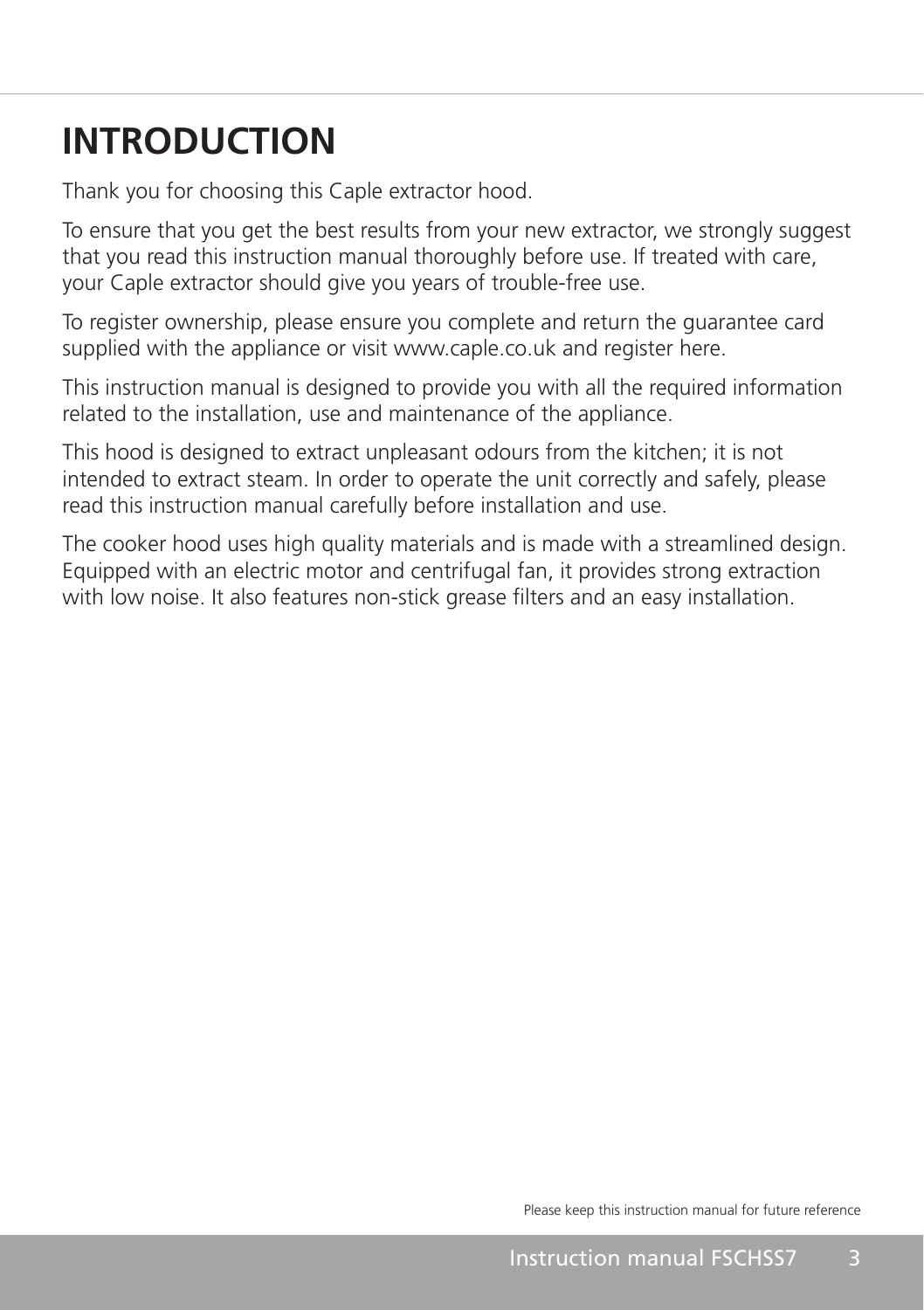# INTRODUCTION

Thank you for choosing this Caple extractor hood.

To ensure that you get the best results from your new extractor, we strongly suggest that you read this instruction manual thoroughly before use. If treated with care, your Caple extractor should give you years of trouble-free use.

To register ownership, please ensure you complete and return the guarantee card supplied with the appliance or visit www.caple.co.uk and register here.

This instruction manual is designed to provide you with all the required information related to the installation, use and maintenance of the appliance.

This hood is designed to extract unpleasant odours from the kitchen; it is not intended to extract steam. In order to operate the unit correctly and safely, please read this instruction manual carefully before installation and use.

The cooker hood uses high quality materials and is made with a streamlined design. Equipped with an electric motor and centrifugal fan, it provides strong extraction with low noise. It also features non-stick grease filters and an easy installation.

Please keep this instruction manual for future reference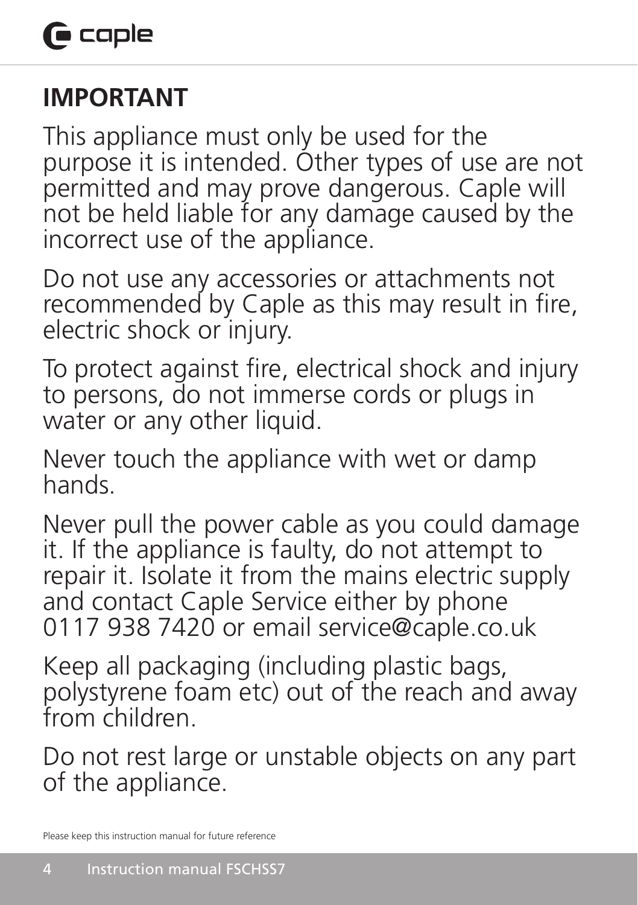## IMPORTANT

This appliance must only be used for the purpose it is intended. Other types of use are not permitted and may prove dangerous. Caple will not be held liable for any damage caused by the incorrect use of the appliance.

Do not use any accessories or attachments not recommended by Caple as this may result in fire, electric shock or injury.

To protect against fire, electrical shock and injury to persons, do not immerse cords or plugs in water or any other liquid.

Never touch the appliance with wet or damp hands.

Never pull the power cable as you could damage it. If the appliance is faulty, do not attempt to repair it. Isolate it from the mains electric supply and contact Caple Service either by phone 0117 938 7420 or email service@caple.co.uk

Keep all packaging (including plastic bags, polystyrene foam etc) out of the reach and away from children.

Do not rest large or unstable objects on any part of the appliance.

Please keep this instruction manual for future reference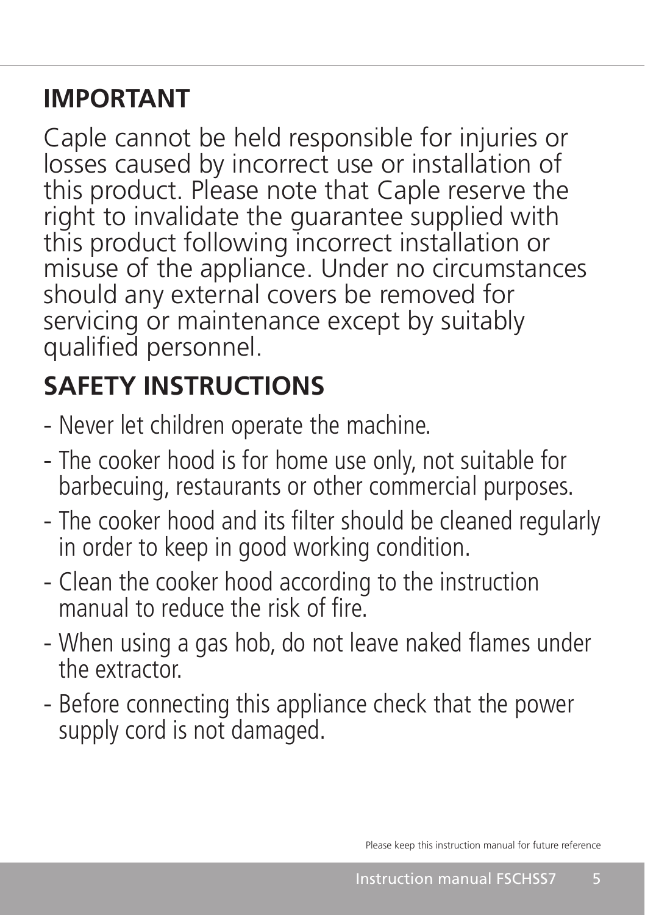## IMPORTANT

Caple cannot be held responsible for injuries or losses caused by incorrect use or installation of this product. Please note that Caple reserve the right to invalidate the guarantee supplied with this product following incorrect installation or misuse of the appliance. Under no circumstances should any external covers be removed for servicing or maintenance except by suitably qualified personnel.

## SAFETY INSTRUCTIONS

- Never let children operate the machine.
- The cooker hood is for home use only, not suitable for barbecuing, restaurants or other commercial purposes.
- The cooker hood and its filter should be cleaned regularly in order to keep in good working condition.
- Clean the cooker hood according to the instruction manual to reduce the risk of fire.
- When using a gas hob, do not leave naked flames under the extractor.
- Before connecting this appliance check that the power supply cord is not damaged.

Please keep this instruction manual for future reference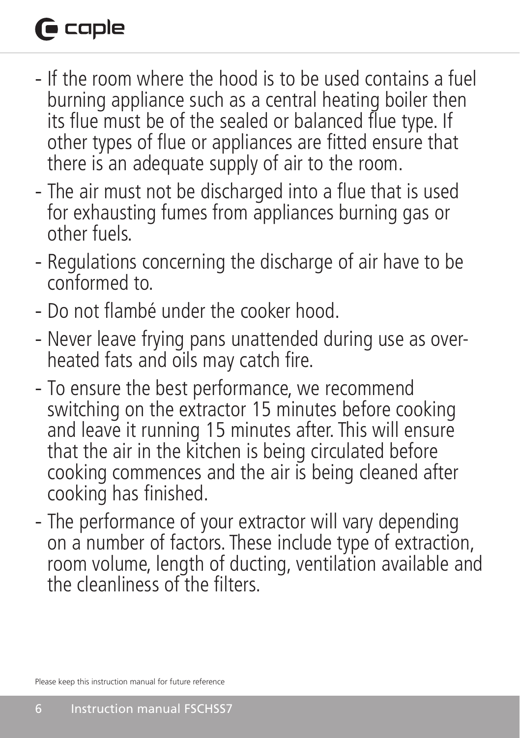- If the room where the hood is to be used contains a fuel burning appliance such as a central heating boiler then its flue must be of the sealed or balanced flue type. If other types of flue or appliances are fitted ensure that there is an adequate supply of air to the room.
- The air must not be discharged into a flue that is used for exhausting fumes from appliances burning gas or other fuels.
- Regulations concerning the discharge of air have to be conformed to.
- Do not flambé under the cooker hood.
- Never leave frying pans unattended during use as over-heated fats and oils may catch fire.
- To ensure the best performance, we recommend switching on the extractor 15 minutes before cooking and leave it running 15 minutes after. This will ensure that the air in the kitchen is being circulated before cooking commences and the air is being cleaned after cooking has finished.
- The performance of your extractor will vary depending on a number of factors. These include type of extraction, room volume, length of ducting, ventilation available and the cleanliness of the filters.

Please keep this instruction manual for future reference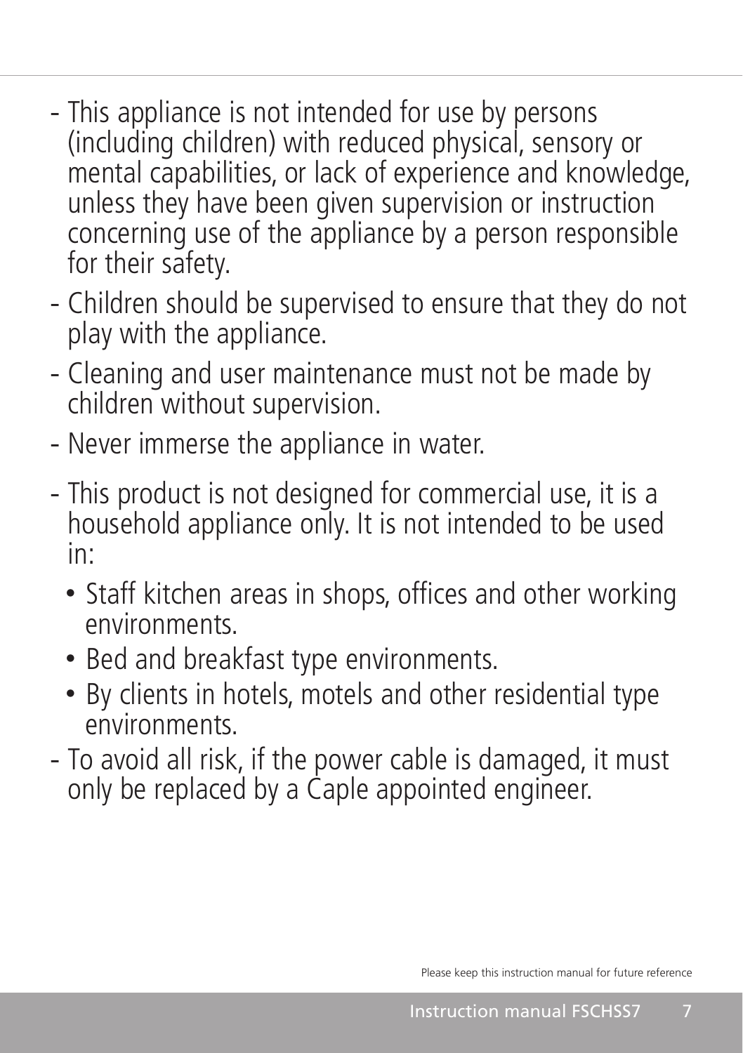- This appliance is not intended for use by persons (including children) with reduced physical, sensory or mental capabilities, or lack of experience and knowledge, unless they have been given supervision or instruction concerning use of the appliance by a person responsible for their safety.
- Children should be supervised to ensure that they do not play with the appliance.
- Cleaning and user maintenance must not be made by children without supervision.
- Never immerse the appliance in water.
- This product is not designed for commercial use, it is a household appliance only. It is not intended to be used in:
  - Staff kitchen areas in shops, offices and other working environments.
  - Bed and breakfast type environments.
  - By clients in hotels, motels and other residential type environments.
- To avoid all risk, if the power cable is damaged, it must only be replaced by a Caple appointed engineer.

Please keep this instruction manual for future reference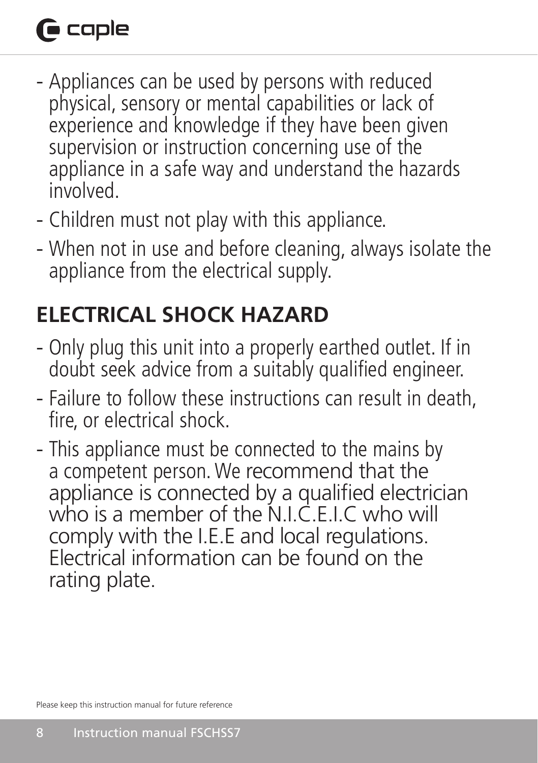- Appliances can be used by persons with reduced physical, sensory or mental capabilities or lack of experience and knowledge if they have been given supervision or instruction concerning use of the appliance in a safe way and understand the hazards involved.
- Children must not play with this appliance.
- When not in use and before cleaning, always isolate the appliance from the electrical supply.

## ELECTRICAL SHOCK HAZARD

- Only plug this unit into a properly earthed outlet. If in doubt seek advice from a suitably qualified engineer.
- Failure to follow these instructions can result in death, fire, or electrical shock.
- This appliance must be connected to the mains by a competent person. We recommend that the appliance is connected by a qualified electrician who is a member of the N.I.C.E.I.C who will comply with the I.E.E and local regulations. Electrical information can be found on the rating plate.

Please keep this instruction manual for future reference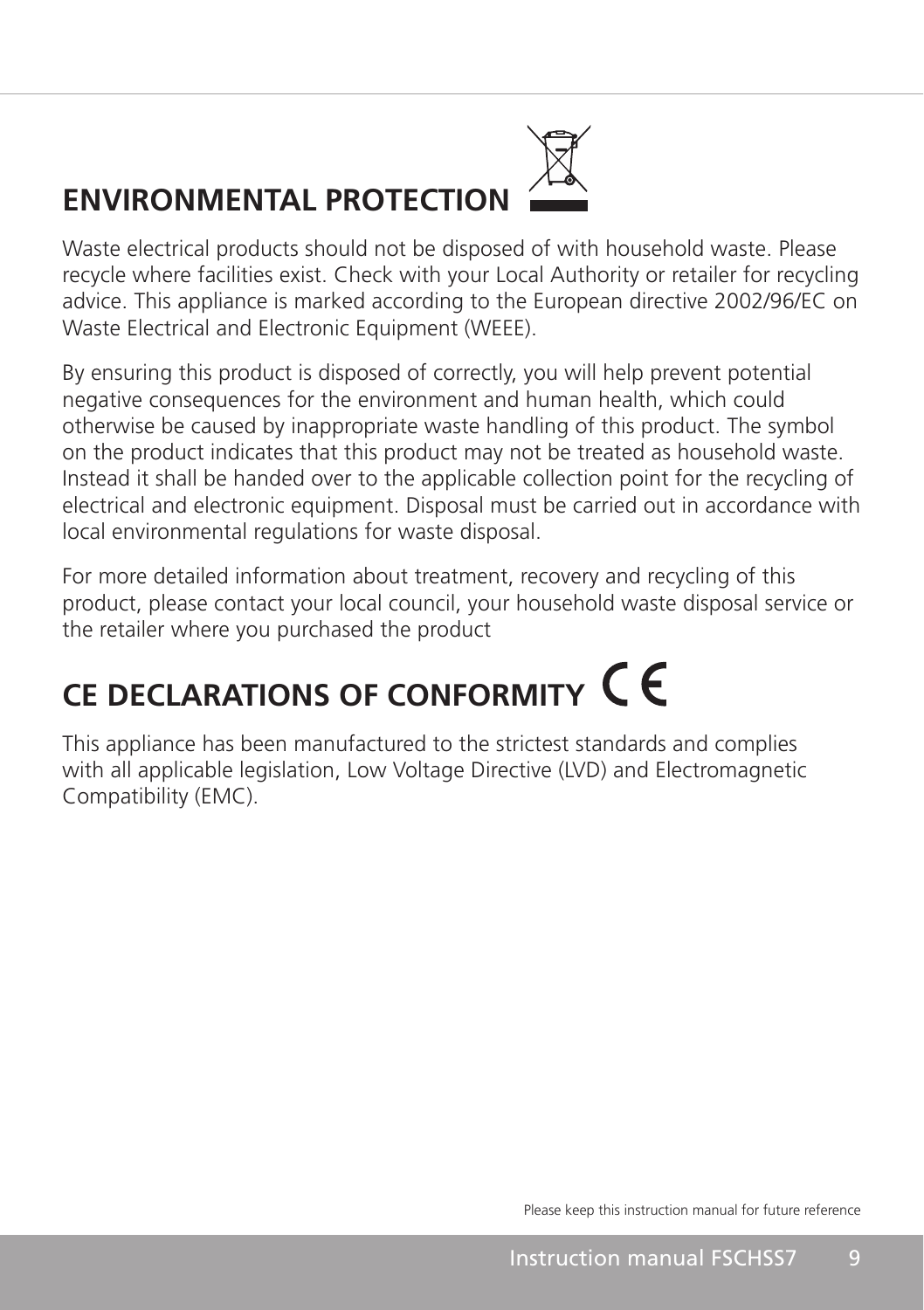## ENVIRONMENTAL PROTECTION

Waste electrical products should not be disposed of with household waste. Please recycle where facilities exist. Check with your Local Authority or retailer for recycling advice. This appliance is marked according to the European directive 2002/96/EC on Waste Electrical and Electronic Equipment (WEEE).

By ensuring this product is disposed of correctly, you will help prevent potential negative consequences for the environment and human health, which could otherwise be caused by inappropriate waste handling of this product. The symbol on the product indicates that this product may not be treated as household waste. Instead it shall be handed over to the applicable collection point for the recycling of electrical and electronic equipment. Disposal must be carried out in accordance with local environmental regulations for waste disposal.

For more detailed information about treatment, recovery and recycling of this product, please contact your local council, your household waste disposal service or the retailer where you purchased the product

## CE DECLARATIONS OF CONFORMITY CE

This appliance has been manufactured to the strictest standards and complies with all applicable legislation, Low Voltage Directive (LVD) and Electromagnetic Compatibility (EMC).

Please keep this instruction manual for future reference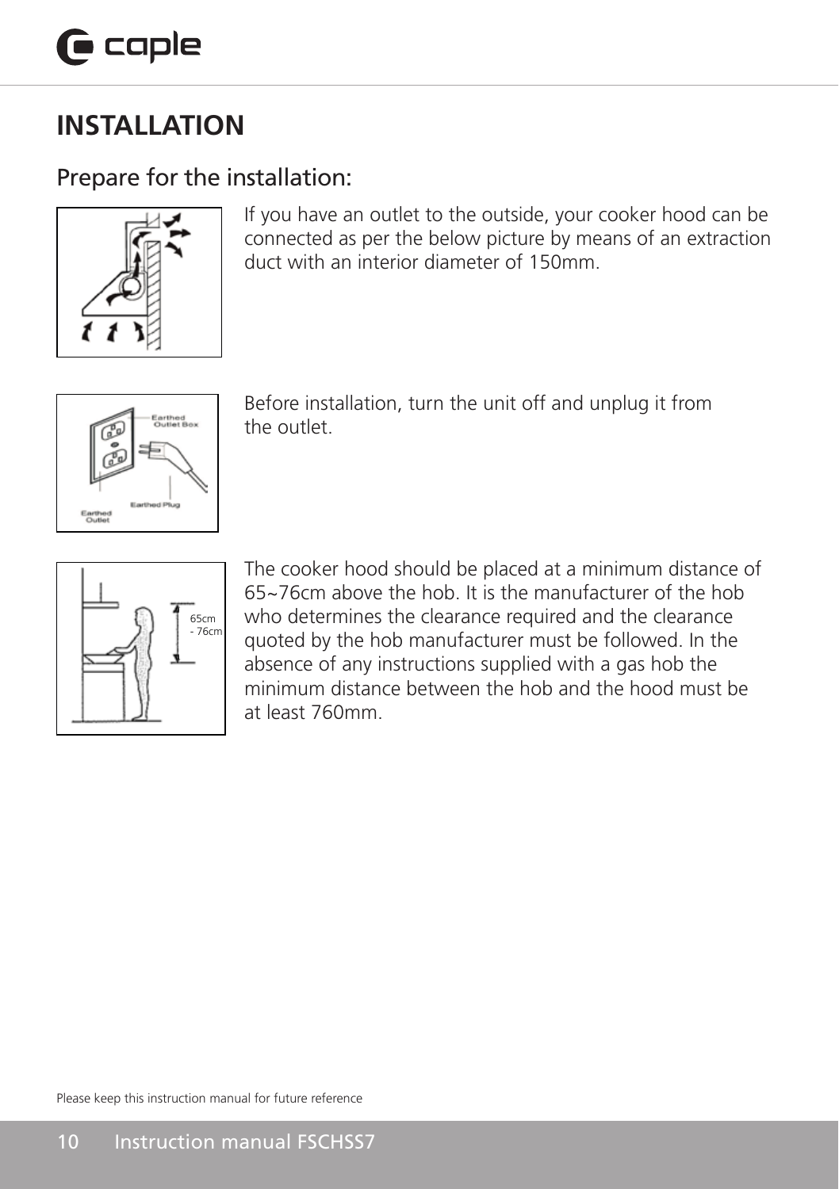# INSTALLATION

## Prepare for the installation:

If you have an outlet to the outside, your cooker hood can be connected as per the below picture by means of an extraction duct with an interior diameter of 150mm.

Before installation, turn the unit off and unplug it from the outlet.

The cooker hood should be placed at a minimum distance of 65~76cm above the hob. It is the manufacturer of the hob who determines the clearance required and the clearance quoted by the hob manufacturer must be followed. In the absence of any instructions supplied with a gas hob the minimum distance between the hob and the hood must be at least 760mm.

Please keep this instruction manual for future reference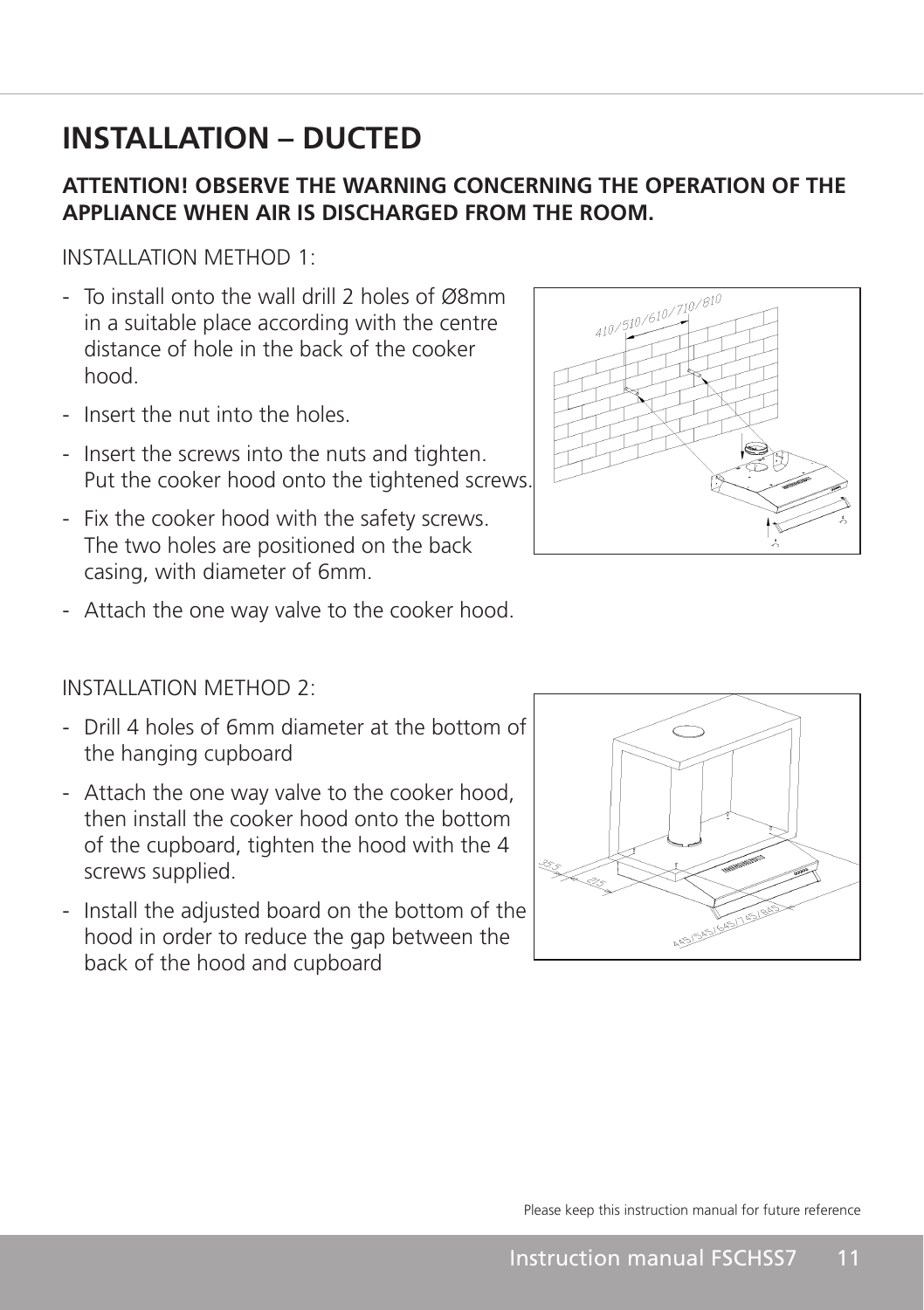# INSTALLATION – DUCTED

**ATTENTION! OBSERVE THE WARNING CONCERNING THE OPERATION OF THE APPLIANCE WHEN AIR IS DISCHARGED FROM THE ROOM.**

INSTALLATION METHOD 1:

- To install onto the wall drill 2 holes of Ø8mm in a suitable place according with the centre distance of hole in the back of the cooker hood.
- Insert the nut into the holes.
- Insert the screws into the nuts and tighten. Put the cooker hood onto the tightened screws.
- Fix the cooker hood with the safety screws. The two holes are positioned on the back casing, with diameter of 6mm.
- Attach the one way valve to the cooker hood.

INSTALLATION METHOD 2:

- Drill 4 holes of 6mm diameter at the bottom of the hanging cupboard
- Attach the one way valve to the cooker hood, then install the cooker hood onto the bottom of the cupboard, tighten the hood with the 4 screws supplied.
- Install the adjusted board on the bottom of the hood in order to reduce the gap between the back of the hood and cupboard

Please keep this instruction manual for future reference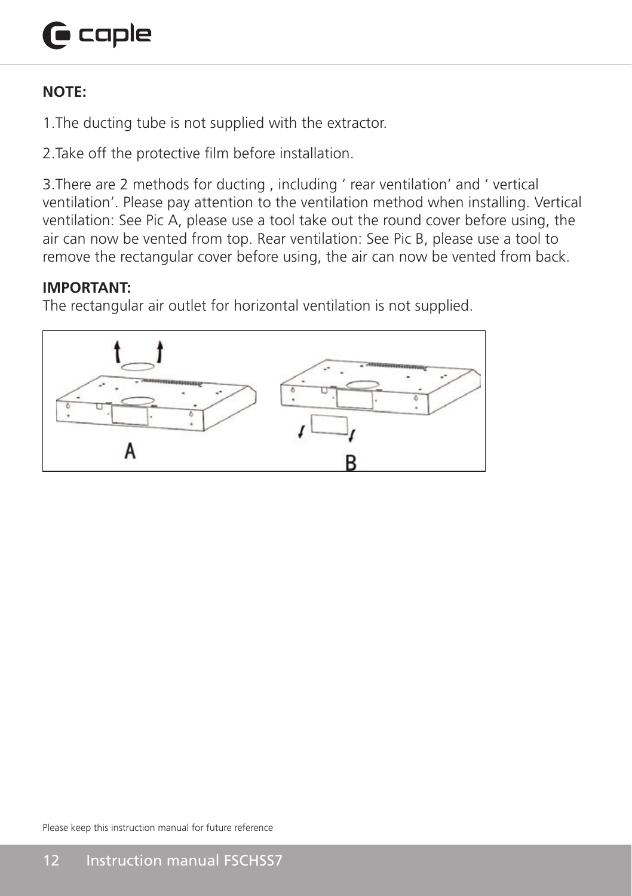**NOTE:**

1.The ducting tube is not supplied with the extractor.

2.Take off the protective film before installation.

3.There are 2 methods for ducting , including ' rear ventilation' and ' vertical ventilation'. Please pay attention to the ventilation method when installing. Vertical ventilation: See Pic A, please use a tool take out the round cover before using, the air can now be vented from top. Rear ventilation: See Pic B, please use a tool to remove the rectangular cover before using, the air can now be vented from back.

**IMPORTANT:**
The rectangular air outlet for horizontal ventilation is not supplied.

A B

Please keep this instruction manual for future reference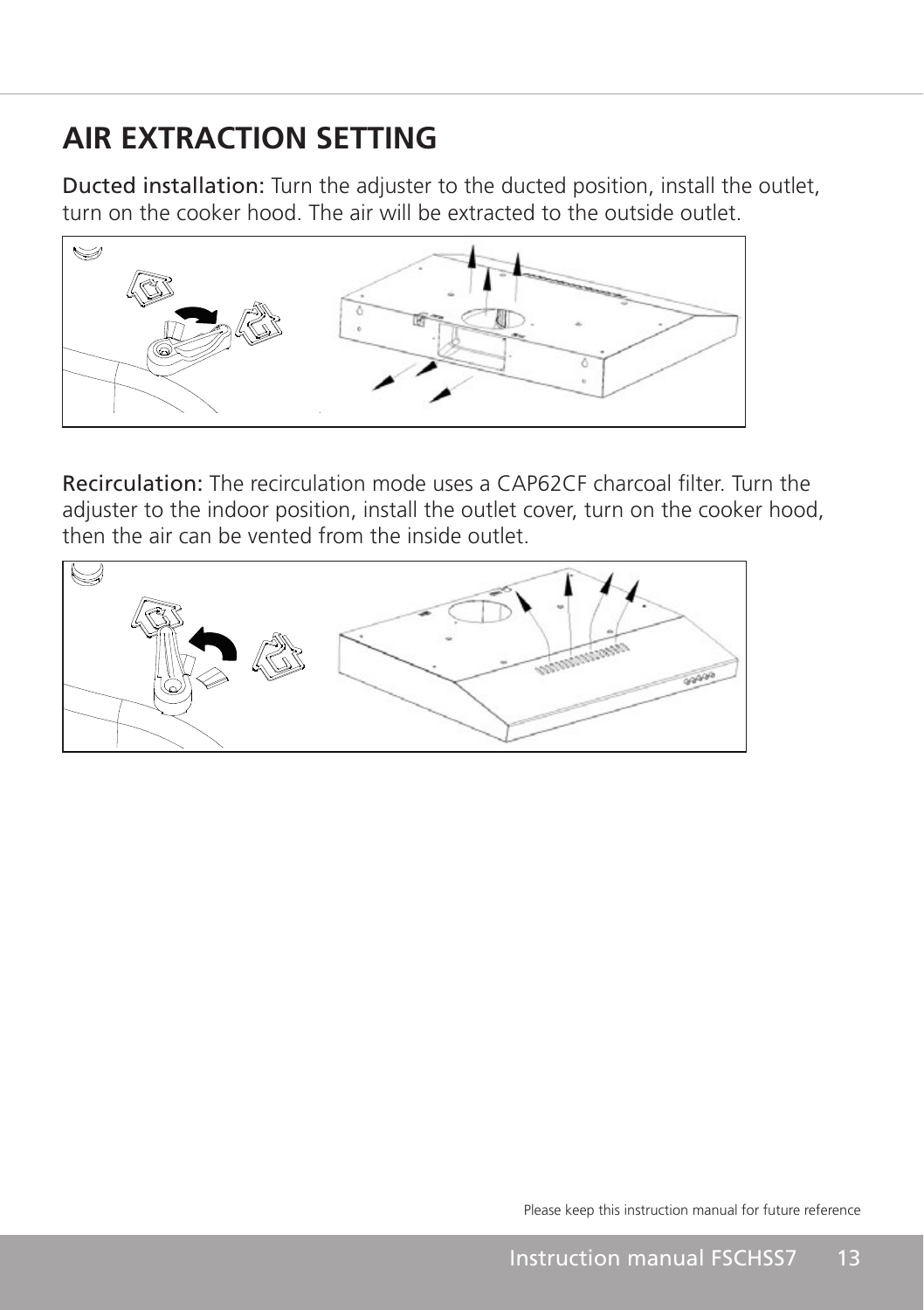# AIR EXTRACTION SETTING

**Ducted installation:** Turn the adjuster to the ducted position, install the outlet, turn on the cooker hood. The air will be extracted to the outside outlet.

**Recirculation:** The recirculation mode uses a CAP62CF charcoal filter. Turn the adjuster to the indoor position, install the outlet cover, turn on the cooker hood, then the air can be vented from the inside outlet.

Please keep this instruction manual for future reference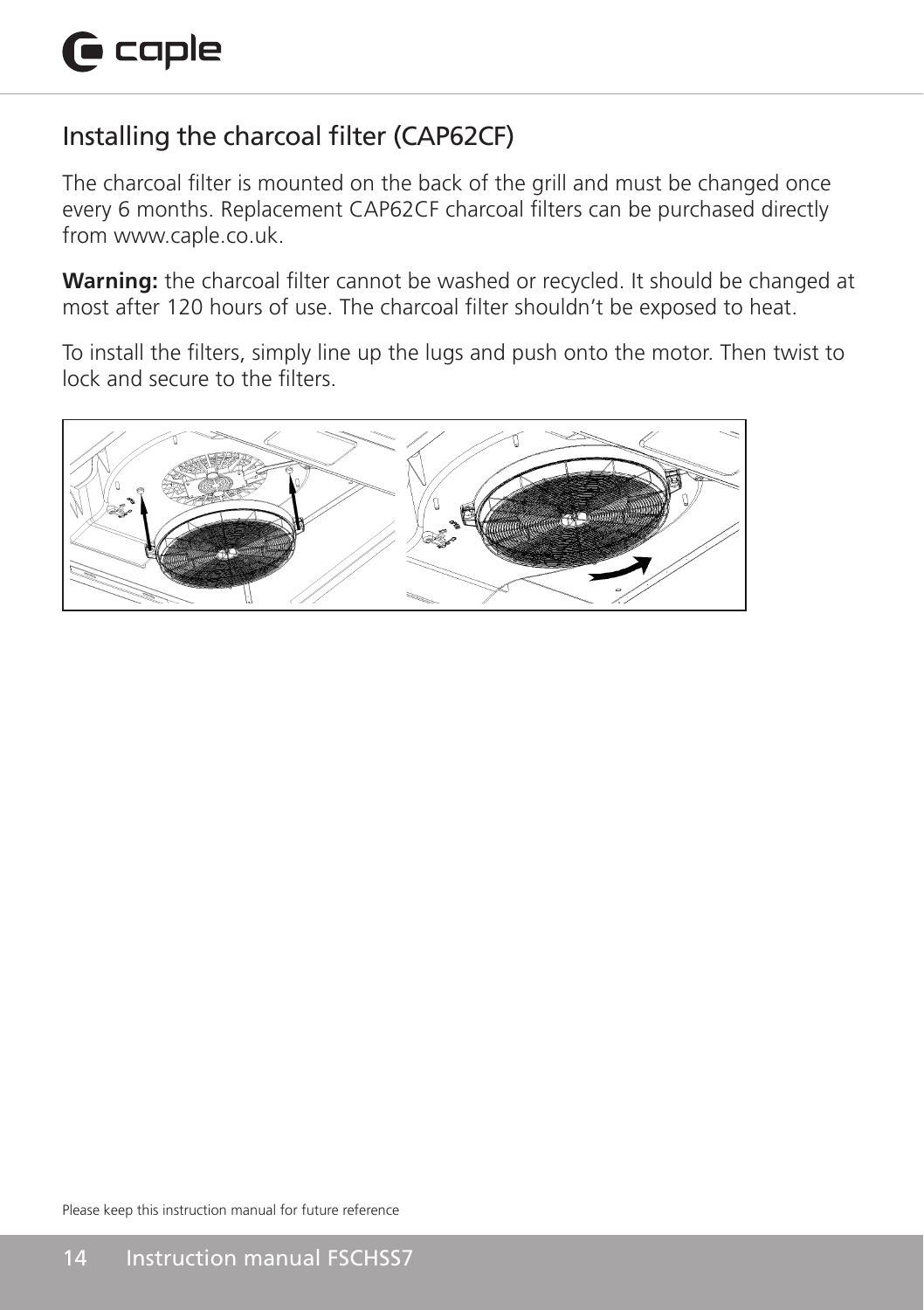## Installing the charcoal filter (CAP62CF)

The charcoal filter is mounted on the back of the grill and must be changed once every 6 months. Replacement CAP62CF charcoal filters can be purchased directly from www.caple.co.uk.

**Warning:** the charcoal filter cannot be washed or recycled. It should be changed at most after 120 hours of use. The charcoal filter shouldn't be exposed to heat.

To install the filters, simply line up the lugs and push onto the motor. Then twist to lock and secure to the filters.

Please keep this instruction manual for future reference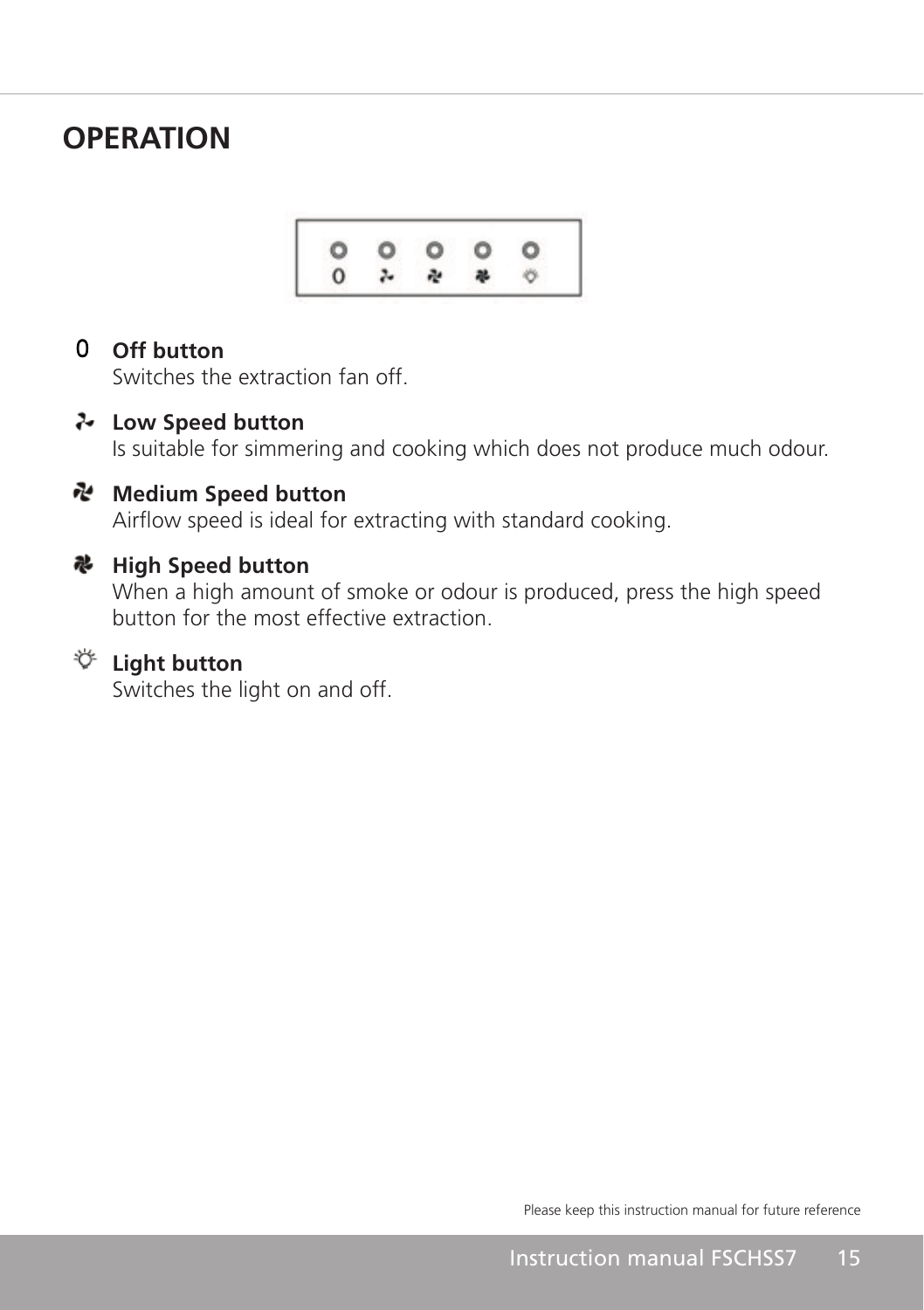# OPERATION

0 **Off button**
Switches the extraction fan off.

**Low Speed button**
Is suitable for simmering and cooking which does not produce much odour.

**Medium Speed button**
Airflow speed is ideal for extracting with standard cooking.

**High Speed button**
When a high amount of smoke or odour is produced, press the high speed button for the most effective extraction.

**Light button**
Switches the light on and off.

Please keep this instruction manual for future reference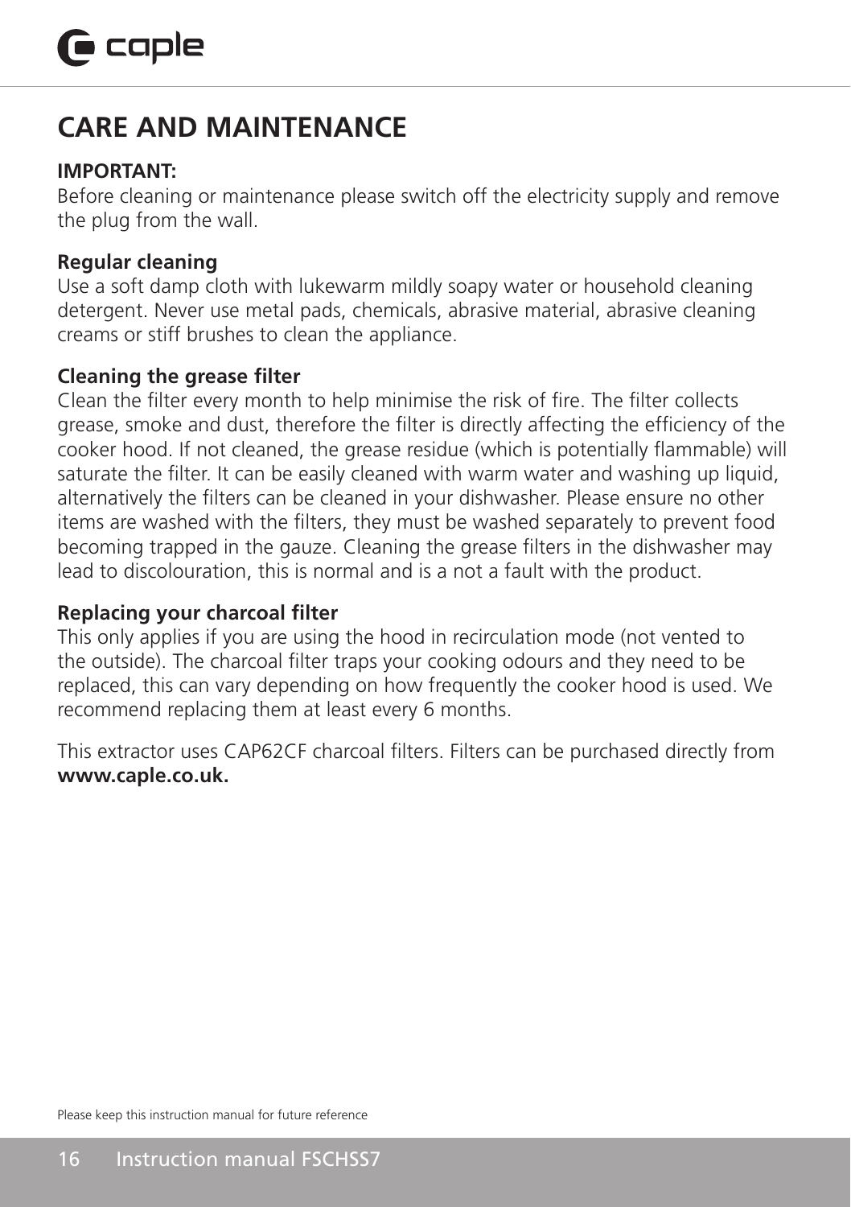# CARE AND MAINTENANCE

**IMPORTANT:**
Before cleaning or maintenance please switch off the electricity supply and remove the plug from the wall.

**Regular cleaning**
Use a soft damp cloth with lukewarm mildly soapy water or household cleaning detergent. Never use metal pads, chemicals, abrasive material, abrasive cleaning creams or stiff brushes to clean the appliance.

**Cleaning the grease filter**
Clean the filter every month to help minimise the risk of fire. The filter collects grease, smoke and dust, therefore the filter is directly affecting the efficiency of the cooker hood. If not cleaned, the grease residue (which is potentially flammable) will saturate the filter. It can be easily cleaned with warm water and washing up liquid, alternatively the filters can be cleaned in your dishwasher. Please ensure no other items are washed with the filters, they must be washed separately to prevent food becoming trapped in the gauze. Cleaning the grease filters in the dishwasher may lead to discolouration, this is normal and is a not a fault with the product.

**Replacing your charcoal filter**
This only applies if you are using the hood in recirculation mode (not vented to the outside). The charcoal filter traps your cooking odours and they need to be replaced, this can vary depending on how frequently the cooker hood is used. We recommend replacing them at least every 6 months.

This extractor uses CAP62CF charcoal filters. Filters can be purchased directly from **www.caple.co.uk.**

Please keep this instruction manual for future reference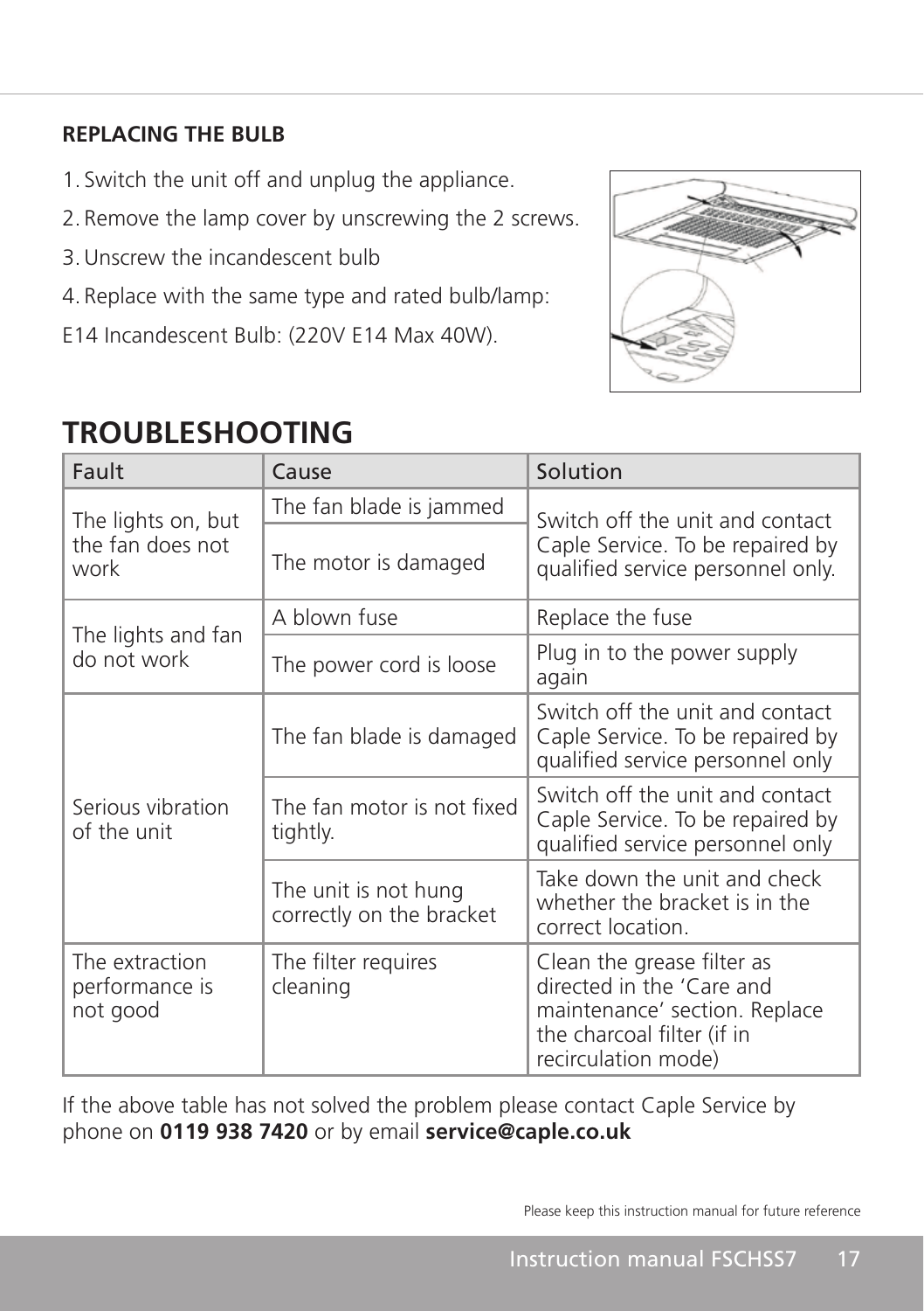**REPLACING THE BULB**

1. Switch the unit off and unplug the appliance.
2. Remove the lamp cover by unscrewing the 2 screws.
3. Unscrew the incandescent bulb
4. Replace with the same type and rated bulb/lamp:

E14 Incandescent Bulb: (220V E14 Max 40W).

# TROUBLESHOOTING

| Fault | Cause | Solution |
|---|---|---|
| The lights on, but the fan does not work | The fan blade is jammed | Switch off the unit and contact Caple Service. To be repaired by qualified service personnel only. |
| | The motor is damaged | |
| The lights and fan do not work | A blown fuse | Replace the fuse |
| | The power cord is loose | Plug in to the power supply again |
| Serious vibration of the unit | The fan blade is damaged | Switch off the unit and contact Caple Service. To be repaired by qualified service personnel only |
| | The fan motor is not fixed tightly. | Switch off the unit and contact Caple Service. To be repaired by qualified service personnel only |
| | The unit is not hung correctly on the bracket | Take down the unit and check whether the bracket is in the correct location. |
| The extraction performance is not good | The filter requires cleaning | Clean the grease filter as directed in the 'Care and maintenance' section. Replace the charcoal filter (if in recirculation mode) |

If the above table has not solved the problem please contact Caple Service by phone on **0119 938 7420** or by email **service@caple.co.uk**

Please keep this instruction manual for future reference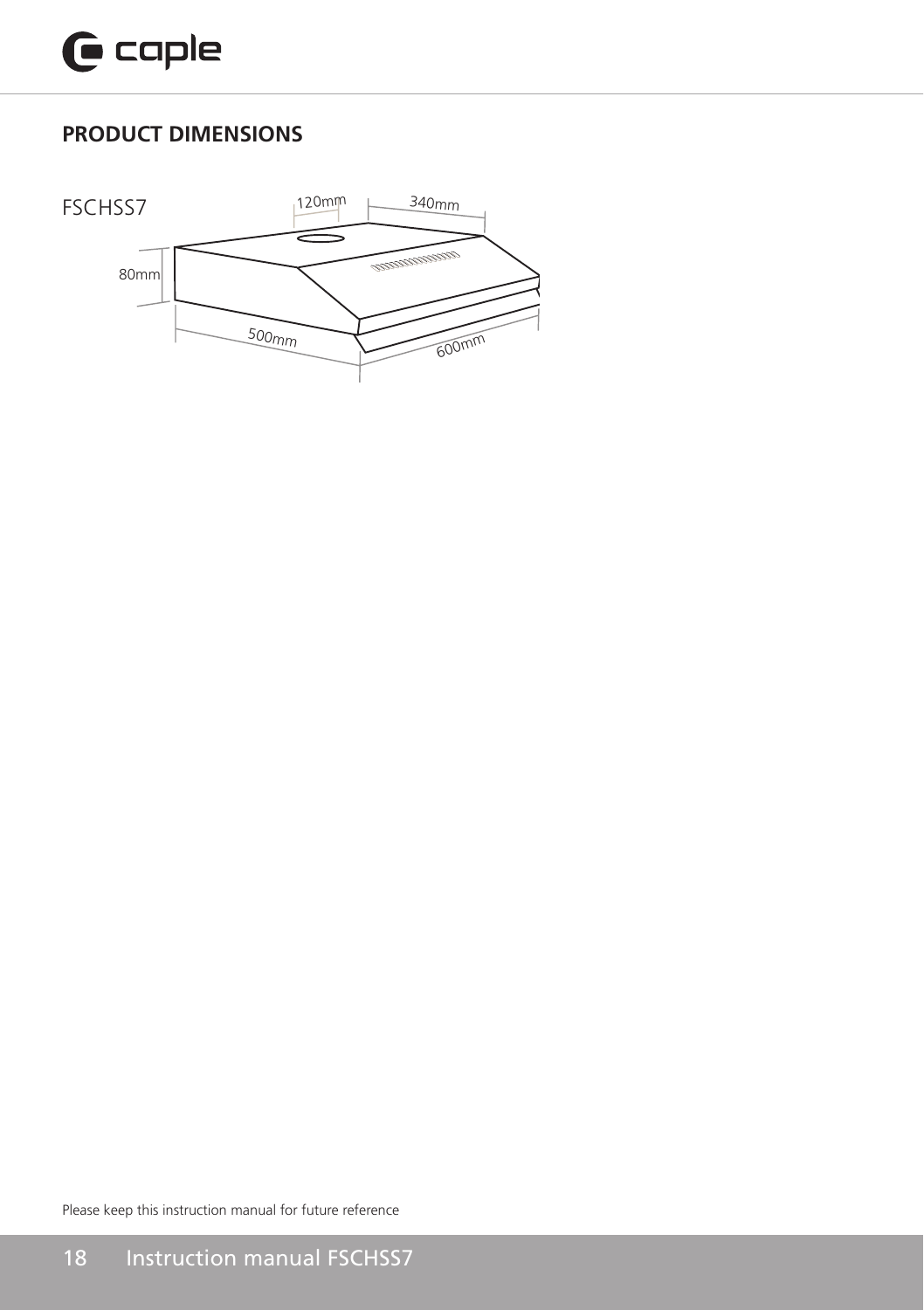## PRODUCT DIMENSIONS

FSCHSS7

120mm
340mm
80mm
500mm
600mm

Please keep this instruction manual for future reference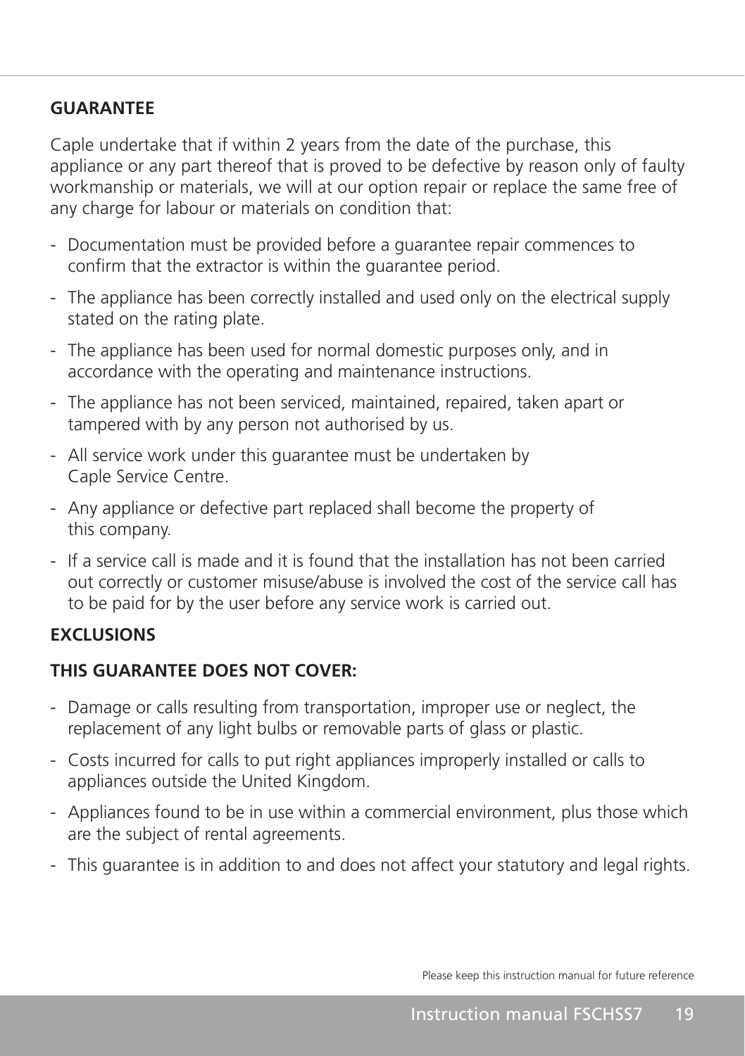## GUARANTEE

Caple undertake that if within 2 years from the date of the purchase, this appliance or any part thereof that is proved to be defective by reason only of faulty workmanship or materials, we will at our option repair or replace the same free of any charge for labour or materials on condition that:

- Documentation must be provided before a guarantee repair commences to confirm that the extractor is within the guarantee period.
- The appliance has been correctly installed and used only on the electrical supply stated on the rating plate.
- The appliance has been used for normal domestic purposes only, and in accordance with the operating and maintenance instructions.
- The appliance has not been serviced, maintained, repaired, taken apart or tampered with by any person not authorised by us.
- All service work under this guarantee must be undertaken by Caple Service Centre.
- Any appliance or defective part replaced shall become the property of this company.
- If a service call is made and it is found that the installation has not been carried out correctly or customer misuse/abuse is involved the cost of the service call has to be paid for by the user before any service work is carried out.

## EXCLUSIONS

### THIS GUARANTEE DOES NOT COVER:

- Damage or calls resulting from transportation, improper use or neglect, the replacement of any light bulbs or removable parts of glass or plastic.
- Costs incurred for calls to put right appliances improperly installed or calls to appliances outside the United Kingdom.
- Appliances found to be in use within a commercial environment, plus those which are the subject of rental agreements.
- This guarantee is in addition to and does not affect your statutory and legal rights.

Please keep this instruction manual for future reference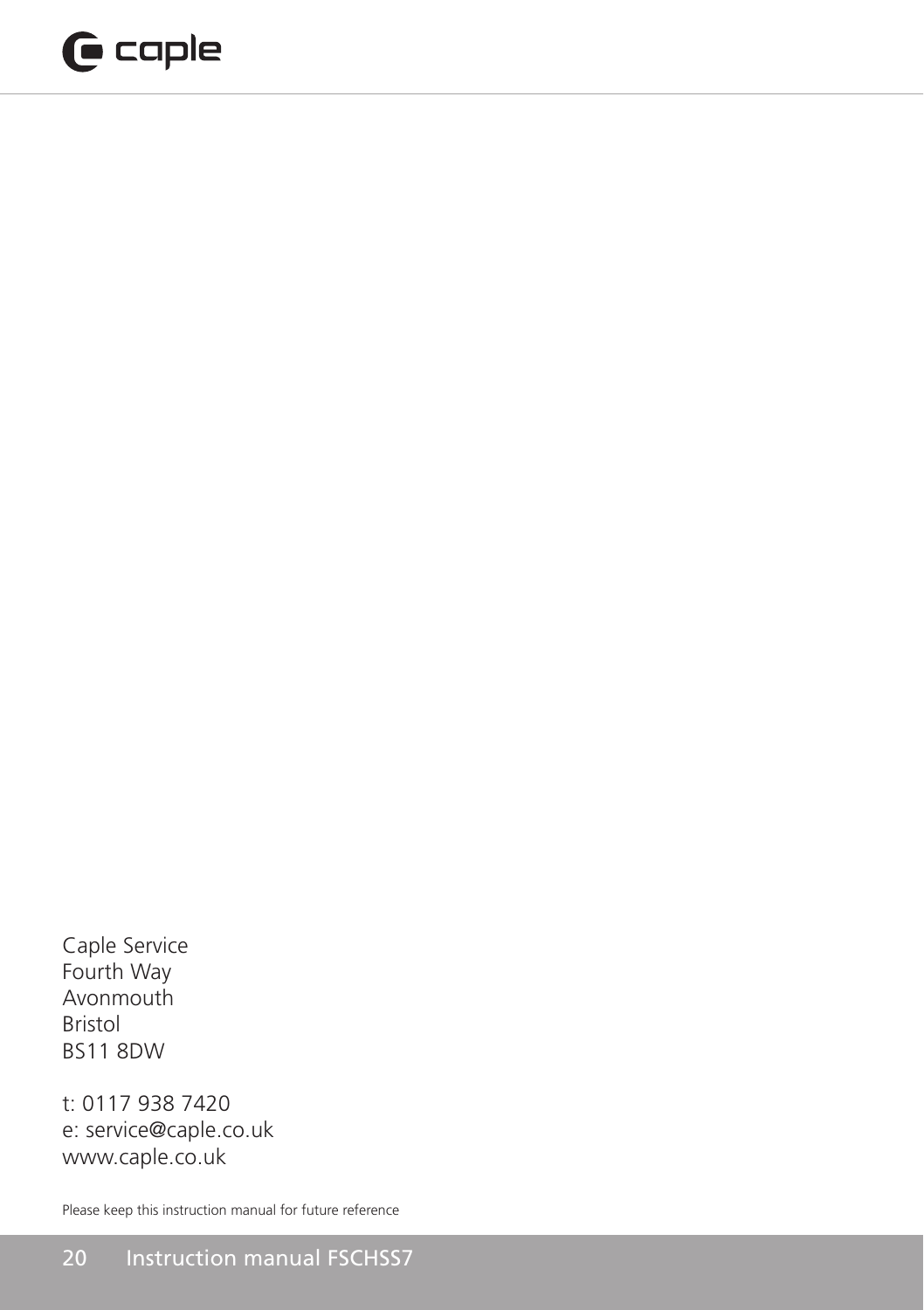Caple Service
Fourth Way
Avonmouth
Bristol
BS11 8DW

t: 0117 938 7420
e: service@caple.co.uk
www.caple.co.uk

Please keep this instruction manual for future reference